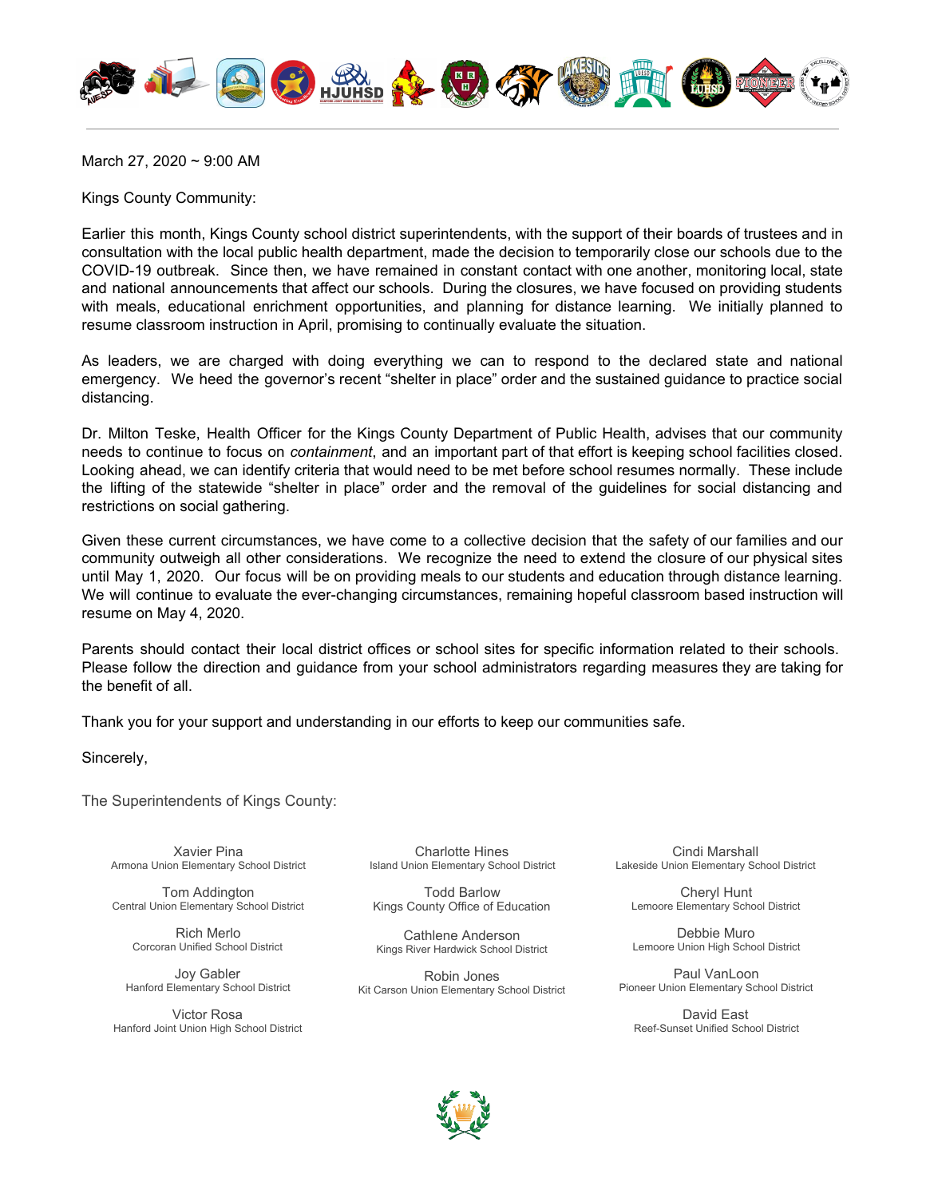March 27, 2020 ~ 9:00 AM

Kings County Community:

Earlier this month, Kings County school district superintendents, with the support of their boards of trustees and in consultation with the local public health department, made the decision to temporarily close our schools due to the COVID-19 outbreak. Since then, we have remained in constant contact with one another, monitoring local, state and national announcements that affect our schools. During the closures, we have focused on providing students with meals, educational enrichment opportunities, and planning for distance learning. We initially planned to resume classroom instruction in April, promising to continually evaluate the situation.

As leaders, we are charged with doing everything we can to respond to the declared state and national emergency. We heed the governor's recent "shelter in place" order and the sustained guidance to practice social distancing.

Dr. Milton Teske, Health Officer for the Kings County Department of Public Health, advises that our community needs to continue to focus on *containment*, and an important part of that effort is keeping school facilities closed. Looking ahead, we can identify criteria that would need to be met before school resumes normally. These include the lifting of the statewide "shelter in place" order and the removal of the guidelines for social distancing and restrictions on social gathering.

Given these current circumstances, we have come to a collective decision that the safety of our families and our community outweigh all other considerations. We recognize the need to extend the closure of our physical sites until May 1, 2020. Our focus will be on providing meals to our students and education through distance learning. We will continue to evaluate the ever-changing circumstances, remaining hopeful classroom based instruction will resume on May 4, 2020.

Parents should contact their local district offices or school sites for specific information related to their schools. Please follow the direction and guidance from your school administrators regarding measures they are taking for the benefit of all.

Thank you for your support and understanding in our efforts to keep our communities safe.

Sincerely,

The Superintendents of Kings County:

Xavier Pina
Armona Union Elementary School District

Tom Addington
Central Union Elementary School District

Rich Merlo
Corcoran Unified School District

Joy Gabler
Hanford Elementary School District

Victor Rosa
Hanford Joint Union High School District

Charlotte Hines
Island Union Elementary School District

Todd Barlow
Kings County Office of Education

Cathlene Anderson
Kings River Hardwick School District

Robin Jones
Kit Carson Union Elementary School District

Cindi Marshall
Lakeside Union Elementary School District

Cheryl Hunt
Lemoore Elementary School District

Debbie Muro
Lemoore Union High School District

Paul VanLoon
Pioneer Union Elementary School District

David East
Reef-Sunset Unified School District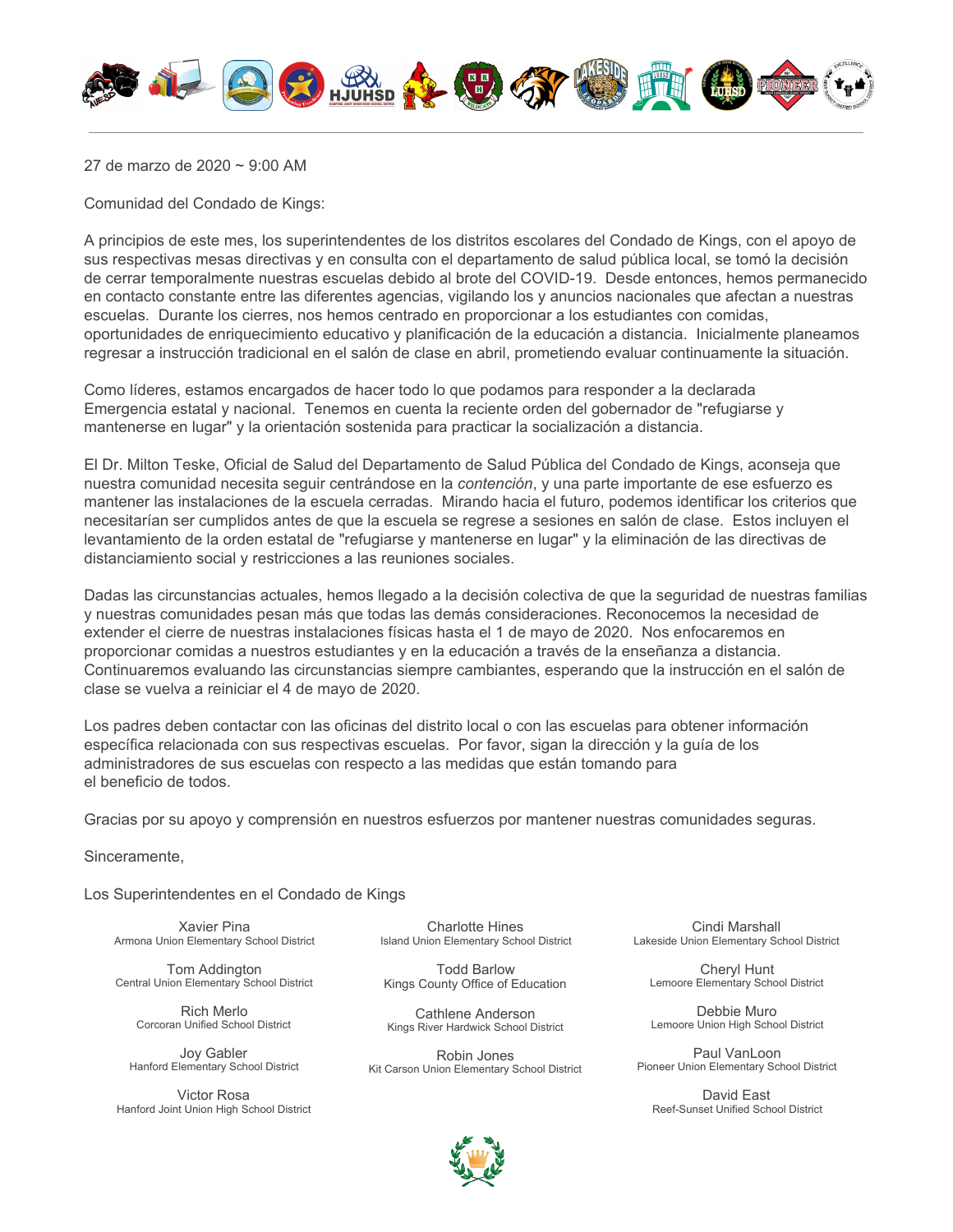27 de marzo de 2020 ~ 9:00 AM

Comunidad del Condado de Kings:

A principios de este mes, los superintendentes de los distritos escolares del Condado de Kings, con el apoyo de sus respectivas mesas directivas y en consulta con el departamento de salud pública local, se tomó la decisión de cerrar temporalmente nuestras escuelas debido al brote del COVID-19. Desde entonces, hemos permanecido en contacto constante entre las diferentes agencias, vigilando los y anuncios nacionales que afectan a nuestras escuelas. Durante los cierres, nos hemos centrado en proporcionar a los estudiantes con comidas, oportunidades de enriquecimiento educativo y planificación de la educación a distancia. Inicialmente planeamos regresar a instrucción tradicional en el salón de clase en abril, prometiendo evaluar continuamente la situación.

Como líderes, estamos encargados de hacer todo lo que podamos para responder a la declarada Emergencia estatal y nacional. Tenemos en cuenta la reciente orden del gobernador de "refugiarse y mantenerse en lugar" y la orientación sostenida para practicar la socialización a distancia.

El Dr. Milton Teske, Oficial de Salud del Departamento de Salud Pública del Condado de Kings, aconseja que nuestra comunidad necesita seguir centrándose en la *contención*, y una parte importante de ese esfuerzo es mantener las instalaciones de la escuela cerradas. Mirando hacia el futuro, podemos identificar los criterios que necesitarían ser cumplidos antes de que la escuela se regrese a sesiones en salón de clase. Estos incluyen el levantamiento de la orden estatal de "refugiarse y mantenerse en lugar" y la eliminación de las directivas de distanciamiento social y restricciones a las reuniones sociales.

Dadas las circunstancias actuales, hemos llegado a la decisión colectiva de que la seguridad de nuestras familias y nuestras comunidades pesan más que todas las demás consideraciones. Reconocemos la necesidad de extender el cierre de nuestras instalaciones físicas hasta el 1 de mayo de 2020. Nos enfocaremos en proporcionar comidas a nuestros estudiantes y en la educación a través de la enseñanza a distancia. Continuaremos evaluando las circunstancias siempre cambiantes, esperando que la instrucción en el salón de clase se vuelva a reiniciar el 4 de mayo de 2020.

Los padres deben contactar con las oficinas del distrito local o con las escuelas para obtener información específica relacionada con sus respectivas escuelas. Por favor, sigan la dirección y la guía de los administradores de sus escuelas con respecto a las medidas que están tomando para el beneficio de todos.

Gracias por su apoyo y comprensión en nuestros esfuerzos por mantener nuestras comunidades seguras.

Sinceramente,

Los Superintendentes en el Condado de Kings

Xavier Pina
Armona Union Elementary School District

Tom Addington
Central Union Elementary School District

Rich Merlo
Corcoran Unified School District

Joy Gabler
Hanford Elementary School District

Victor Rosa
Hanford Joint Union High School District

Charlotte Hines
Island Union Elementary School District

Todd Barlow
Kings County Office of Education

Cathlene Anderson
Kings River Hardwick School District

Robin Jones
Kit Carson Union Elementary School District

Cindi Marshall
Lakeside Union Elementary School District

Cheryl Hunt
Lemoore Elementary School District

Debbie Muro
Lemoore Union High School District

Paul VanLoon
Pioneer Union Elementary School District

David East
Reef-Sunset Unified School District